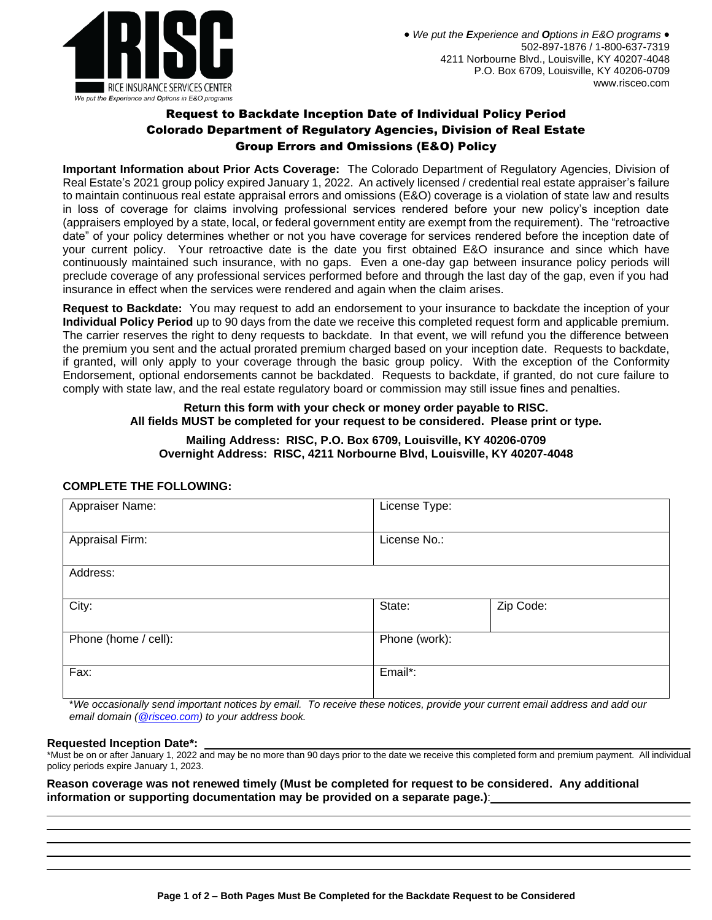RISC
RICE INSURANCE SERVICES CENTER
*We put the **E**xperience and **O**ptions in E&O programs*

• *We put the **E**xperience and **O**ptions in E&O programs* •
502-897-1876 / 1-800-637-7319
4211 Norbourne Blvd., Louisville, KY 40207-4048
P.O. Box 6709, Louisville, KY 40206-0709
www.risceo.com

# Request to Backdate Inception Date of Individual Policy Period
## Colorado Department of Regulatory Agencies, Division of Real Estate
## Group Errors and Omissions (E&O) Policy

**Important Information about Prior Acts Coverage:** The Colorado Department of Regulatory Agencies, Division of Real Estate's 2021 group policy expired January 1, 2022. An actively licensed / credential real estate appraiser's failure to maintain continuous real estate appraisal errors and omissions (E&O) coverage is a violation of state law and results in loss of coverage for claims involving professional services rendered before your new policy's inception date (appraisers employed by a state, local, or federal government entity are exempt from the requirement). The "retroactive date" of your policy determines whether or not you have coverage for services rendered before the inception date of your current policy. Your retroactive date is the date you first obtained E&O insurance and since which have continuously maintained such insurance, with no gaps. Even a one-day gap between insurance policy periods will preclude coverage of any professional services performed before and through the last day of the gap, even if you had insurance in effect when the services were rendered and again when the claim arises.

**Request to Backdate:** You may request to add an endorsement to your insurance to backdate the inception of your **Individual Policy Period** up to 90 days from the date we receive this completed request form and applicable premium. The carrier reserves the right to deny requests to backdate. In that event, we will refund you the difference between the premium you sent and the actual prorated premium charged based on your inception date. Requests to backdate, if granted, will only apply to your coverage through the basic group policy. With the exception of the Conformity Endorsement, optional endorsements cannot be backdated. Requests to backdate, if granted, do not cure failure to comply with state law, and the real estate regulatory board or commission may still issue fines and penalties.

**Return this form with your check or money order payable to RISC.**
**All fields MUST be completed for your request to be considered. Please print or type.**

**Mailing Address: RISC, P.O. Box 6709, Louisville, KY 40206-0709**
**Overnight Address: RISC, 4211 Norbourne Blvd, Louisville, KY 40207-4048**

**COMPLETE THE FOLLOWING:**

| Appraiser Name: | License Type: | |
|---|---|---|
| Appraisal Firm: | License No.: | |
| Address: | | |
| City: | State: | Zip Code: |
| Phone (home / cell): | Phone (work): | |
| Fax: | Email*: | |

**We occasionally send important notices by email. To receive these notices, provide your current email address and add our email domain (@risceo.com) to your address book.*

**Requested Inception Date*:** ______________________________

*Must be on or after January 1, 2022 and may be no more than 90 days prior to the date we receive this completed form and premium payment. All individual policy periods expire January 1, 2023.

**Reason coverage was not renewed timely (Must be completed for request to be considered. Any additional information or supporting documentation may be provided on a separate page.)**: ______________________________

______________________________

______________________________

______________________________

______________________________

______________________________

**Both Pages Must Be Completed for the Backdate Request to be Considered**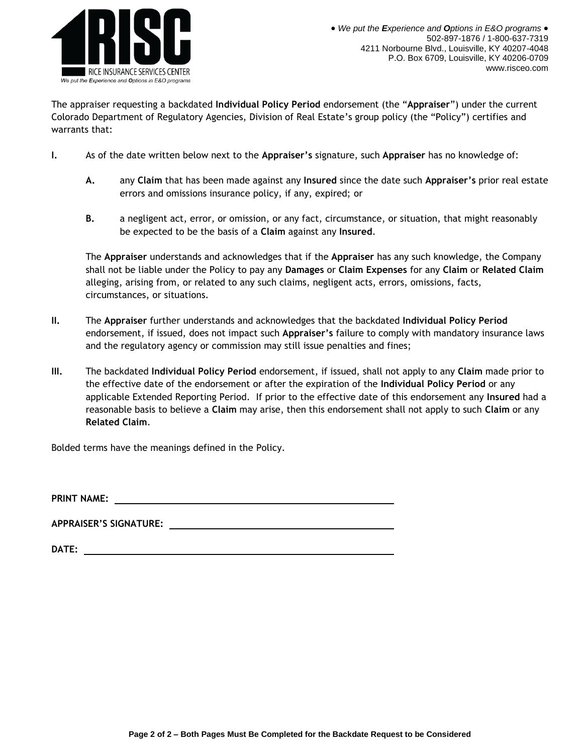RICE INSURANCE SERVICES CENTER

*We put the **E**xperience and **O**ptions in E&O programs*

• *We put the **E**xperience and **O**ptions in E&O programs* •
502-897-1876 / 1-800-637-7319
4211 Norbourne Blvd., Louisville, KY 40207-4048
P.O. Box 6709, Louisville, KY 40206-0709
www.risceo.com

The appraiser requesting a backdated **Individual Policy Period** endorsement (the "**Appraiser**") under the current Colorado Department of Regulatory Agencies, Division of Real Estate's group policy (the "Policy") certifies and warrants that:

**I.** As of the date written below next to the **Appraiser's** signature, such **Appraiser** has no knowledge of:

**A.** any **Claim** that has been made against any **Insured** since the date such **Appraiser's** prior real estate errors and omissions insurance policy, if any, expired; or

**B.** a negligent act, error, or omission, or any fact, circumstance, or situation, that might reasonably be expected to be the basis of a **Claim** against any **Insured**.

The **Appraiser** understands and acknowledges that if the **Appraiser** has any such knowledge, the Company shall not be liable under the Policy to pay any **Damages** or **Claim Expenses** for any **Claim** or **Related Claim** alleging, arising from, or related to any such claims, negligent acts, errors, omissions, facts, circumstances, or situations.

**II.** The **Appraiser** further understands and acknowledges that the backdated **Individual Policy Period** endorsement, if issued, does not impact such **Appraiser's** failure to comply with mandatory insurance laws and the regulatory agency or commission may still issue penalties and fines;

**III.** The backdated **Individual Policy Period** endorsement, if issued, shall not apply to any **Claim** made prior to the effective date of the endorsement or after the expiration of the **Individual Policy Period** or any applicable Extended Reporting Period. If prior to the effective date of this endorsement any **Insured** had a reasonable basis to believe a **Claim** may arise, then this endorsement shall not apply to such **Claim** or any **Related Claim**.

Bolded terms have the meanings defined in the Policy.

**PRINT NAME:** ______________________________

**APPRAISER'S SIGNATURE:** ______________________________

**DATE:** ______________________________

**Both Pages Must Be Completed for the Backdate Request to be Considered**